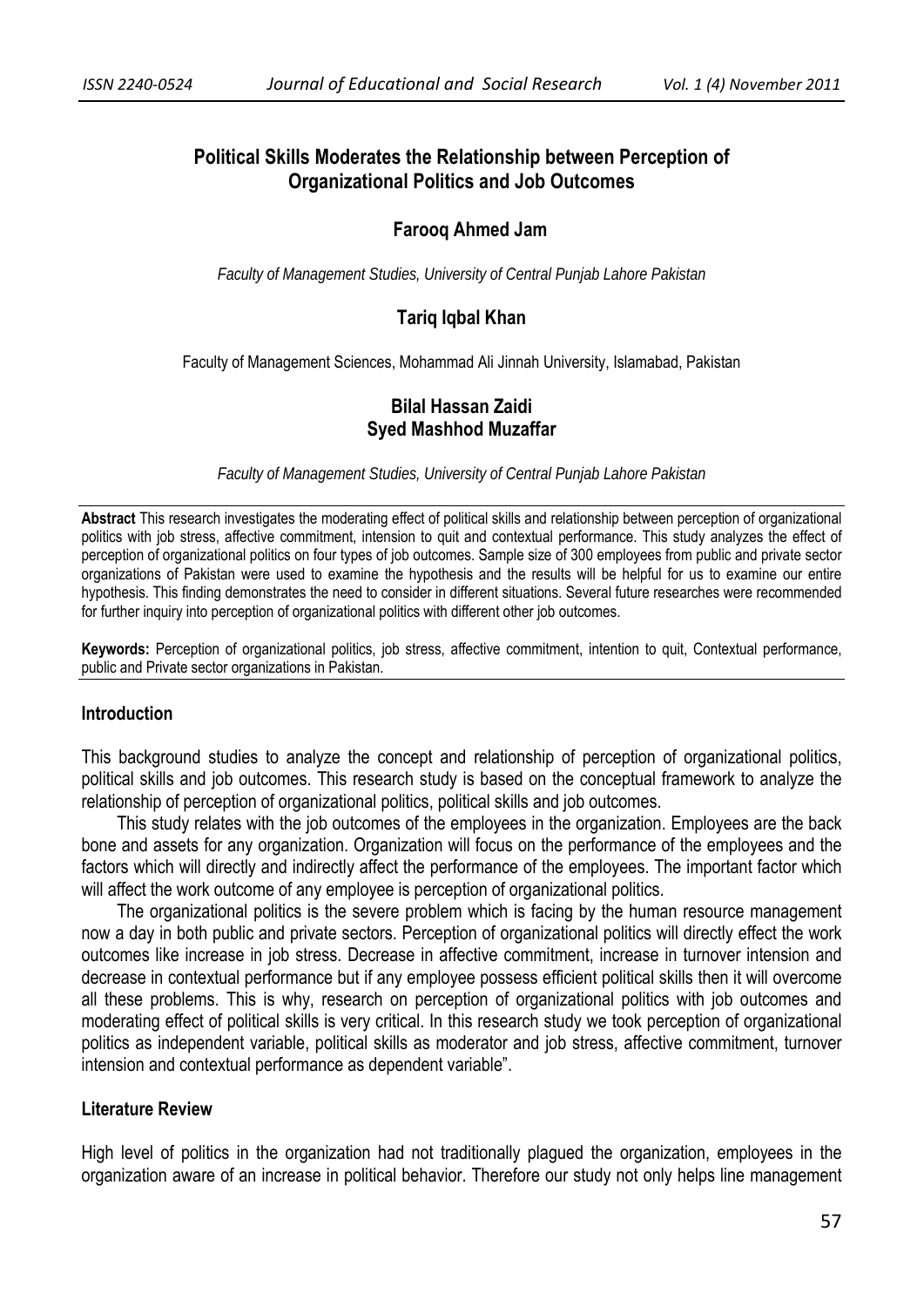# Political Skills Moderates the Relationship between Perception of Organizational Politics and Job Outcomes

**Farooq Ahmed Jam**

*Faculty of Management Studies, University of Central Punjab Lahore Pakistan*

**Tariq Iqbal Khan**

Faculty of Management Sciences, Mohammad Ali Jinnah University, Islamabad, Pakistan

**Bilal Hassan Zaidi**
**Syed Mashhod Muzaffar**

*Faculty of Management Studies, University of Central Punjab Lahore Pakistan*

**Abstract** This research investigates the moderating effect of political skills and relationship between perception of organizational politics with job stress, affective commitment, intension to quit and contextual performance. This study analyzes the effect of perception of organizational politics on four types of job outcomes. Sample size of 300 employees from public and private sector organizations of Pakistan were used to examine the hypothesis and the results will be helpful for us to examine our entire hypothesis. This finding demonstrates the need to consider in different situations. Several future researches were recommended for further inquiry into perception of organizational politics with different other job outcomes.

**Keywords:** Perception of organizational politics, job stress, affective commitment, intention to quit, Contextual performance, public and Private sector organizations in Pakistan.

## Introduction

This background studies to analyze the concept and relationship of perception of organizational politics, political skills and job outcomes. This research study is based on the conceptual framework to analyze the relationship of perception of organizational politics, political skills and job outcomes.

This study relates with the job outcomes of the employees in the organization. Employees are the back bone and assets for any organization. Organization will focus on the performance of the employees and the factors which will directly and indirectly affect the performance of the employees. The important factor which will affect the work outcome of any employee is perception of organizational politics.

The organizational politics is the severe problem which is facing by the human resource management now a day in both public and private sectors. Perception of organizational politics will directly effect the work outcomes like increase in job stress. Decrease in affective commitment, increase in turnover intension and decrease in contextual performance but if any employee possess efficient political skills then it will overcome all these problems. This is why, research on perception of organizational politics with job outcomes and moderating effect of political skills is very critical. In this research study we took perception of organizational politics as independent variable, political skills as moderator and job stress, affective commitment, turnover intension and contextual performance as dependent variable".

## Literature Review

High level of politics in the organization had not traditionally plagued the organization, employees in the organization aware of an increase in political behavior. Therefore our study not only helps line management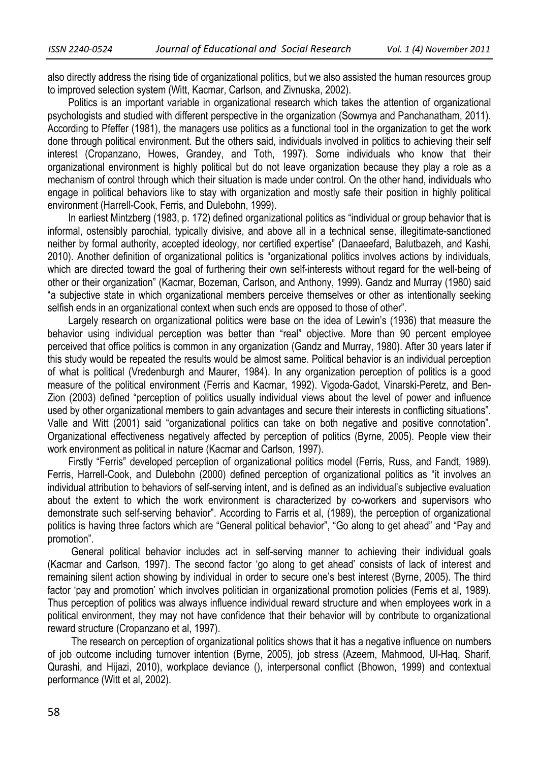also directly address the rising tide of organizational politics, but we also assisted the human resources group to improved selection system (Witt, Kacmar, Carlson, and Zivnuska, 2002).

Politics is an important variable in organizational research which takes the attention of organizational psychologists and studied with different perspective in the organization (Sowmya and Panchanatham, 2011). According to Pfeffer (1981), the managers use politics as a functional tool in the organization to get the work done through political environment. But the others said, individuals involved in politics to achieving their self interest (Cropanzano, Howes, Grandey, and Toth, 1997). Some individuals who know that their organizational environment is highly political but do not leave organization because they play a role as a mechanism of control through which their situation is made under control. On the other hand, individuals who engage in political behaviors like to stay with organization and mostly safe their position in highly political environment (Harrell-Cook, Ferris, and Dulebohn, 1999).

In earliest Mintzberg (1983, p. 172) defined organizational politics as "individual or group behavior that is informal, ostensibly parochial, typically divisive, and above all in a technical sense, illegitimate-sanctioned neither by formal authority, accepted ideology, nor certified expertise" (Danaeefard, Balutbazeh, and Kashi, 2010). Another definition of organizational politics is "organizational politics involves actions by individuals, which are directed toward the goal of furthering their own self-interests without regard for the well-being of other or their organization" (Kacmar, Bozeman, Carlson, and Anthony, 1999). Gandz and Murray (1980) said "a subjective state in which organizational members perceive themselves or other as intentionally seeking selfish ends in an organizational context when such ends are opposed to those of other".

Largely research on organizational politics were base on the idea of Lewin's (1936) that measure the behavior using individual perception was better than "real" objective. More than 90 percent employee perceived that office politics is common in any organization (Gandz and Murray, 1980). After 30 years later if this study would be repeated the results would be almost same. Political behavior is an individual perception of what is political (Vredenburgh and Maurer, 1984). In any organization perception of politics is a good measure of the political environment (Ferris and Kacmar, 1992). Vigoda-Gadot, Vinarski-Peretz, and Ben-Zion (2003) defined "perception of politics usually individual views about the level of power and influence used by other organizational members to gain advantages and secure their interests in conflicting situations". Valle and Witt (2001) said "organizational politics can take on both negative and positive connotation". Organizational effectiveness negatively affected by perception of politics (Byrne, 2005). People view their work environment as political in nature (Kacmar and Carlson, 1997).

Firstly "Ferris" developed perception of organizational politics model (Ferris, Russ, and Fandt, 1989). Ferris, Harrell-Cook, and Dulebohn (2000) defined perception of organizational politics as "it involves an individual attribution to behaviors of self-serving intent, and is defined as an individual's subjective evaluation about the extent to which the work environment is characterized by co-workers and supervisors who demonstrate such self-serving behavior". According to Farris et al, (1989), the perception of organizational politics is having three factors which are "General political behavior", "Go along to get ahead" and "Pay and promotion".

General political behavior includes act in self-serving manner to achieving their individual goals (Kacmar and Carlson, 1997). The second factor 'go along to get ahead' consists of lack of interest and remaining silent action showing by individual in order to secure one's best interest (Byrne, 2005). The third factor 'pay and promotion' which involves politician in organizational promotion policies (Ferris et al, 1989). Thus perception of politics was always influence individual reward structure and when employees work in a political environment, they may not have confidence that their behavior will by contribute to organizational reward structure (Cropanzano et al, 1997).

The research on perception of organizational politics shows that it has a negative influence on numbers of job outcome including turnover intention (Byrne, 2005), job stress (Azeem, Mahmood, Ul-Haq, Sharif, Qurashi, and Hijazi, 2010), workplace deviance (), interpersonal conflict (Bhowon, 1999) and contextual performance (Witt et al, 2002).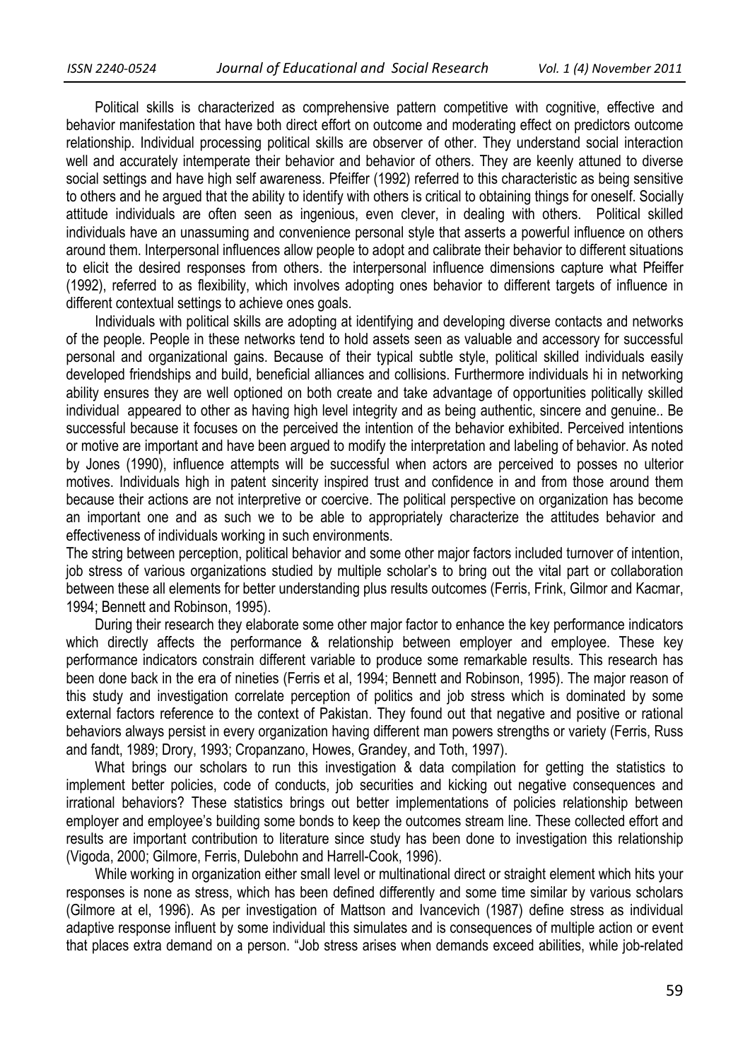Political skills is characterized as comprehensive pattern competitive with cognitive, effective and behavior manifestation that have both direct effort on outcome and moderating effect on predictors outcome relationship. Individual processing political skills are observer of other. They understand social interaction well and accurately intemperate their behavior and behavior of others. They are keenly attuned to diverse social settings and have high self awareness. Pfeiffer (1992) referred to this characteristic as being sensitive to others and he argued that the ability to identify with others is critical to obtaining things for oneself. Socially attitude individuals are often seen as ingenious, even clever, in dealing with others. Political skilled individuals have an unassuming and convenience personal style that asserts a powerful influence on others around them. Interpersonal influences allow people to adopt and calibrate their behavior to different situations to elicit the desired responses from others. the interpersonal influence dimensions capture what Pfeiffer (1992), referred to as flexibility, which involves adopting ones behavior to different targets of influence in different contextual settings to achieve ones goals.

Individuals with political skills are adopting at identifying and developing diverse contacts and networks of the people. People in these networks tend to hold assets seen as valuable and accessory for successful personal and organizational gains. Because of their typical subtle style, political skilled individuals easily developed friendships and build, beneficial alliances and collisions. Furthermore individuals hi in networking ability ensures they are well optioned on both create and take advantage of opportunities politically skilled individual appeared to other as having high level integrity and as being authentic, sincere and genuine.. Be successful because it focuses on the perceived the intention of the behavior exhibited. Perceived intentions or motive are important and have been argued to modify the interpretation and labeling of behavior. As noted by Jones (1990), influence attempts will be successful when actors are perceived to posses no ulterior motives. Individuals high in patent sincerity inspired trust and confidence in and from those around them because their actions are not interpretive or coercive. The political perspective on organization has become an important one and as such we to be able to appropriately characterize the attitudes behavior and effectiveness of individuals working in such environments.

The string between perception, political behavior and some other major factors included turnover of intention, job stress of various organizations studied by multiple scholar's to bring out the vital part or collaboration between these all elements for better understanding plus results outcomes (Ferris, Frink, Gilmor and Kacmar, 1994; Bennett and Robinson, 1995).

During their research they elaborate some other major factor to enhance the key performance indicators which directly affects the performance & relationship between employer and employee. These key performance indicators constrain different variable to produce some remarkable results. This research has been done back in the era of nineties (Ferris et al, 1994; Bennett and Robinson, 1995). The major reason of this study and investigation correlate perception of politics and job stress which is dominated by some external factors reference to the context of Pakistan. They found out that negative and positive or rational behaviors always persist in every organization having different man powers strengths or variety (Ferris, Russ and fandt, 1989; Drory, 1993; Cropanzano, Howes, Grandey, and Toth, 1997).

What brings our scholars to run this investigation & data compilation for getting the statistics to implement better policies, code of conducts, job securities and kicking out negative consequences and irrational behaviors? These statistics brings out better implementations of policies relationship between employer and employee's building some bonds to keep the outcomes stream line. These collected effort and results are important contribution to literature since study has been done to investigation this relationship (Vigoda, 2000; Gilmore, Ferris, Dulebohn and Harrell-Cook, 1996).

While working in organization either small level or multinational direct or straight element which hits your responses is none as stress, which has been defined differently and some time similar by various scholars (Gilmore at el, 1996). As per investigation of Mattson and Ivancevich (1987) define stress as individual adaptive response influent by some individual this simulates and is consequences of multiple action or event that places extra demand on a person. "Job stress arises when demands exceed abilities, while job-related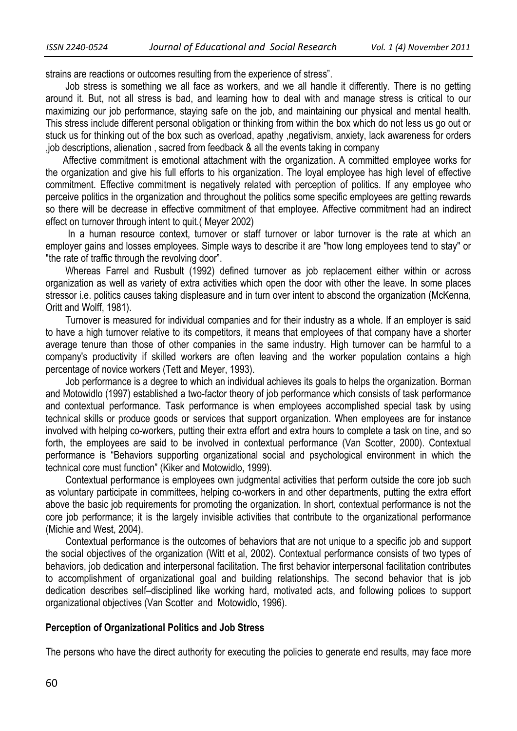strains are reactions or outcomes resulting from the experience of stress".

Job stress is something we all face as workers, and we all handle it differently. There is no getting around it. But, not all stress is bad, and learning how to deal with and manage stress is critical to our maximizing our job performance, staying safe on the job, and maintaining our physical and mental health. This stress include different personal obligation or thinking from within the box which do not less us go out or stuck us for thinking out of the box such as overload, apathy ,negativism, anxiety, lack awareness for orders ,job descriptions, alienation , sacred from feedback & all the events taking in company

Affective commitment is emotional attachment with the organization. A committed employee works for the organization and give his full efforts to his organization. The loyal employee has high level of effective commitment. Effective commitment is negatively related with perception of politics. If any employee who perceive politics in the organization and throughout the politics some specific employees are getting rewards so there will be decrease in effective commitment of that employee. Affective commitment had an indirect effect on turnover through intent to quit.( Meyer 2002)

In a human resource context, turnover or staff turnover or labor turnover is the rate at which an employer gains and losses employees. Simple ways to describe it are "how long employees tend to stay" or "the rate of traffic through the revolving door".

Whereas Farrel and Rusbult (1992) defined turnover as job replacement either within or across organization as well as variety of extra activities which open the door with other the leave. In some places stressor i.e. politics causes taking displeasure and in turn over intent to abscond the organization (McKenna, Oritt and Wolff, 1981).

Turnover is measured for individual companies and for their industry as a whole. If an employer is said to have a high turnover relative to its competitors, it means that employees of that company have a shorter average tenure than those of other companies in the same industry. High turnover can be harmful to a company's productivity if skilled workers are often leaving and the worker population contains a high percentage of novice workers (Tett and Meyer, 1993).

Job performance is a degree to which an individual achieves its goals to helps the organization. Borman and Motowidlo (1997) established a two-factor theory of job performance which consists of task performance and contextual performance. Task performance is when employees accomplished special task by using technical skills or produce goods or services that support organization. When employees are for instance involved with helping co-workers, putting their extra effort and extra hours to complete a task on tine, and so forth, the employees are said to be involved in contextual performance (Van Scotter, 2000). Contextual performance is "Behaviors supporting organizational social and psychological environment in which the technical core must function" (Kiker and Motowidlo, 1999).

Contextual performance is employees own judgmental activities that perform outside the core job such as voluntary participate in committees, helping co-workers in and other departments, putting the extra effort above the basic job requirements for promoting the organization. In short, contextual performance is not the core job performance; it is the largely invisible activities that contribute to the organizational performance (Michie and West, 2004).

Contextual performance is the outcomes of behaviors that are not unique to a specific job and support the social objectives of the organization (Witt et al, 2002). Contextual performance consists of two types of behaviors, job dedication and interpersonal facilitation. The first behavior interpersonal facilitation contributes to accomplishment of organizational goal and building relationships. The second behavior that is job dedication describes self–disciplined like working hard, motivated acts, and following polices to support organizational objectives (Van Scotter and Motowidlo, 1996).

**Perception of Organizational Politics and Job Stress**

The persons who have the direct authority for executing the policies to generate end results, may face more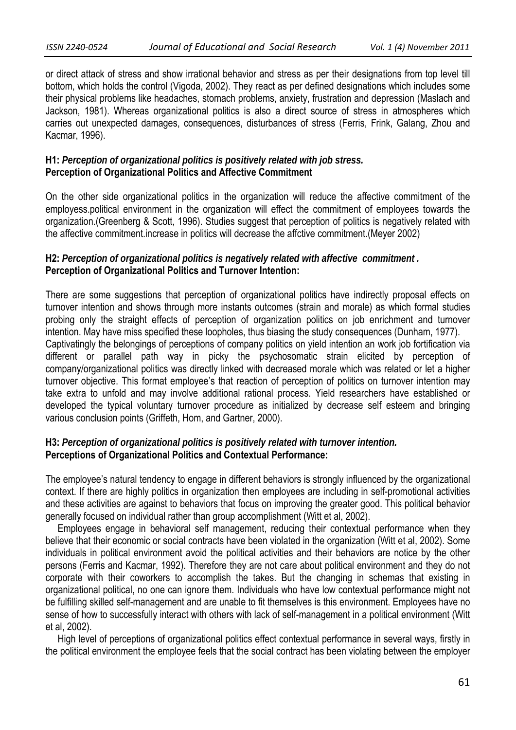or direct attack of stress and show irrational behavior and stress as per their designations from top level till bottom, which holds the control (Vigoda, 2002). They react as per defined designations which includes some their physical problems like headaches, stomach problems, anxiety, frustration and depression (Maslach and Jackson, 1981). Whereas organizational politics is also a direct source of stress in atmospheres which carries out unexpected damages, consequences, disturbances of stress (Ferris, Frink, Galang, Zhou and Kacmar, 1996).

**H1: *Perception of organizational politics is positively related with job stress.***

### Perception of Organizational Politics and Affective Commitment

On the other side organizational politics in the organization will reduce the affective commitment of the employess.political environment in the organization will effect the commitment of employees towards the organization.(Greenberg & Scott, 1996). Studies suggest that perception of politics is negatively related with the affective commitment.increase in politics will decrease the affctive commitment.(Meyer 2002)

**H2: *Perception of organizational politics is negatively related with affective commitment .***

### Perception of Organizational Politics and Turnover Intention:

There are some suggestions that perception of organizational politics have indirectly proposal effects on turnover intention and shows through more instants outcomes (strain and morale) as which formal studies probing only the straight effects of perception of organization politics on job enrichment and turnover intention. May have miss specified these loopholes, thus biasing the study consequences (Dunham, 1977). Captivatingly the belongings of perceptions of company politics on yield intention an work job fortification via different or parallel path way in picky the psychosomatic strain elicited by perception of company/organizational politics was directly linked with decreased morale which was related or let a higher turnover objective. This format employee's that reaction of perception of politics on turnover intention may take extra to unfold and may involve additional rational process. Yield researchers have established or developed the typical voluntary turnover procedure as initialized by decrease self esteem and bringing various conclusion points (Griffeth, Hom, and Gartner, 2000).

**H3: *Perception of organizational politics is positively related with turnover intention.***

### Perceptions of Organizational Politics and Contextual Performance:

The employee's natural tendency to engage in different behaviors is strongly influenced by the organizational context. If there are highly politics in organization then employees are including in self-promotional activities and these activities are against to behaviors that focus on improving the greater good. This political behavior generally focused on individual rather than group accomplishment (Witt et al, 2002).

Employees engage in behavioral self management, reducing their contextual performance when they believe that their economic or social contracts have been violated in the organization (Witt et al, 2002). Some individuals in political environment avoid the political activities and their behaviors are notice by the other persons (Ferris and Kacmar, 1992). Therefore they are not care about political environment and they do not corporate with their coworkers to accomplish the takes. But the changing in schemas that existing in organizational political, no one can ignore them. Individuals who have low contextual performance might not be fulfilling skilled self-management and are unable to fit themselves is this environment. Employees have no sense of how to successfully interact with others with lack of self-management in a political environment (Witt et al, 2002).

High level of perceptions of organizational politics effect contextual performance in several ways, firstly in the political environment the employee feels that the social contract has been violating between the employer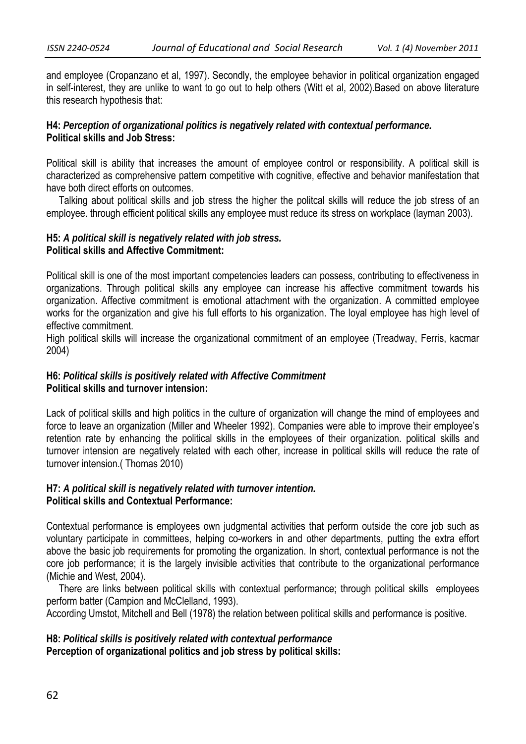and employee (Cropanzano et al, 1997). Secondly, the employee behavior in political organization engaged in self-interest, they are unlike to want to go out to help others (Witt et al, 2002).Based on above literature this research hypothesis that:

**H4: *Perception of organizational politics is negatively related with contextual performance.***

**Political skills and Job Stress:**

Political skill is ability that increases the amount of employee control or responsibility. A political skill is characterized as comprehensive pattern competitive with cognitive, effective and behavior manifestation that have both direct efforts on outcomes.

Talking about political skills and job stress the higher the politcal skills will reduce the job stress of an employee. through efficient political skills any employee must reduce its stress on workplace (layman 2003).

**H5: *A political skill is negatively related with job stress.***

**Political skills and Affective Commitment:**

Political skill is one of the most important competencies leaders can possess, contributing to effectiveness in organizations. Through political skills any employee can increase his affective commitment towards his organization. Affective commitment is emotional attachment with the organization. A committed employee works for the organization and give his full efforts to his organization. The loyal employee has high level of effective commitment.

High political skills will increase the organizational commitment of an employee (Treadway, Ferris, kacmar 2004)

**H6: *Political skills is positively related with Affective Commitment***

**Political skills and turnover intension:**

Lack of political skills and high politics in the culture of organization will change the mind of employees and force to leave an organization (Miller and Wheeler 1992). Companies were able to improve their employee's retention rate by enhancing the political skills in the employees of their organization. political skills and turnover intension are negatively related with each other, increase in political skills will reduce the rate of turnover intension.( Thomas 2010)

**H7: *A political skill is negatively related with turnover intention.***

**Political skills and Contextual Performance:**

Contextual performance is employees own judgmental activities that perform outside the core job such as voluntary participate in committees, helping co-workers in and other departments, putting the extra effort above the basic job requirements for promoting the organization. In short, contextual performance is not the core job performance; it is the largely invisible activities that contribute to the organizational performance (Michie and West, 2004).

There are links between political skills with contextual performance; through political skills employees perform batter (Campion and McClelland, 1993).

According Umstot, Mitchell and Bell (1978) the relation between political skills and performance is positive.

**H8: *Political skills is positively related with contextual performance***

**Perception of organizational politics and job stress by political skills:**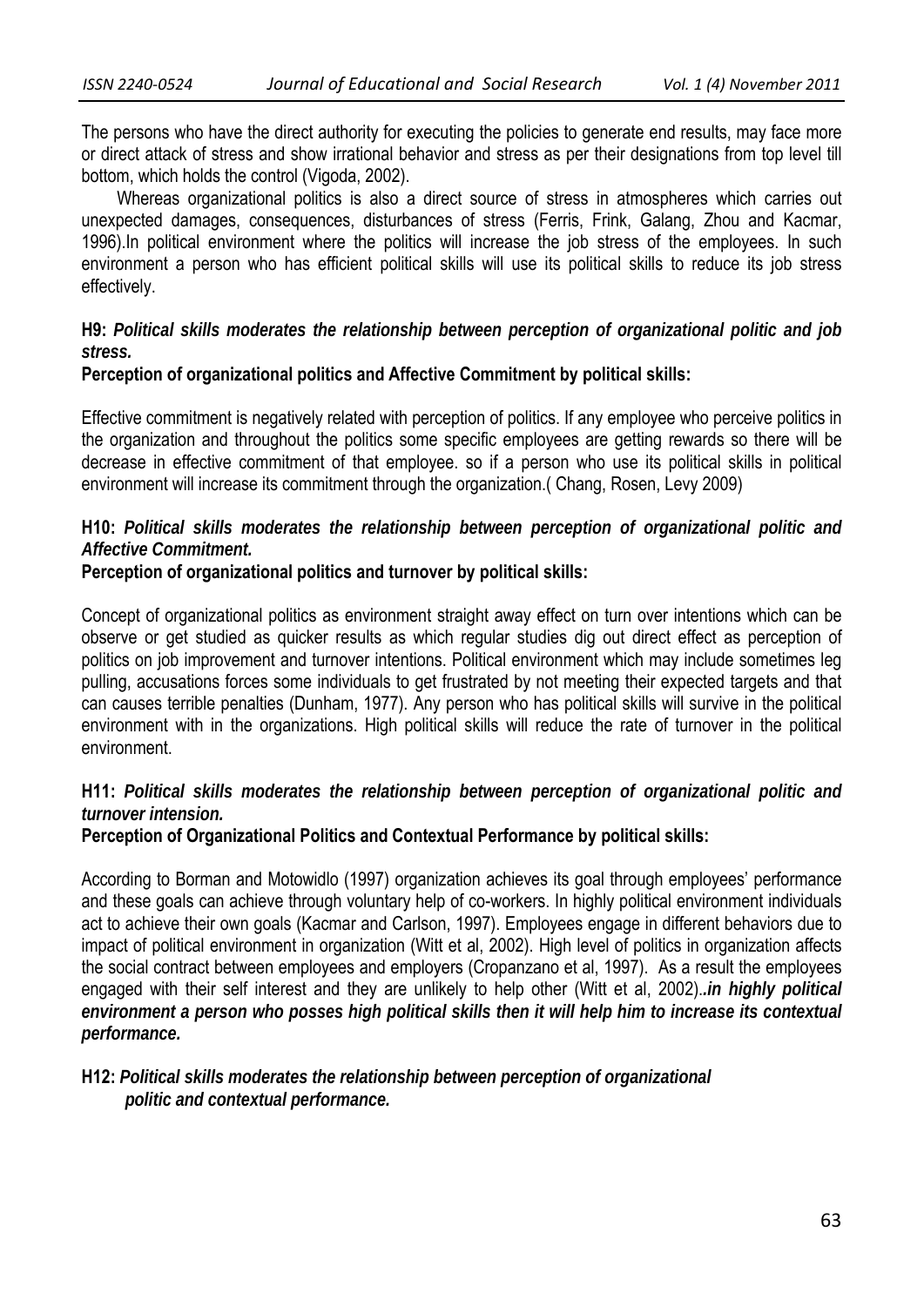The persons who have the direct authority for executing the policies to generate end results, may face more or direct attack of stress and show irrational behavior and stress as per their designations from top level till bottom, which holds the control (Vigoda, 2002).

Whereas organizational politics is also a direct source of stress in atmospheres which carries out unexpected damages, consequences, disturbances of stress (Ferris, Frink, Galang, Zhou and Kacmar, 1996).In political environment where the politics will increase the job stress of the employees. In such environment a person who has efficient political skills will use its political skills to reduce its job stress effectively.

**H9:** ***Political skills moderates the relationship between perception of organizational politic and job stress.***

**Perception of organizational politics and Affective Commitment by political skills:**

Effective commitment is negatively related with perception of politics. If any employee who perceive politics in the organization and throughout the politics some specific employees are getting rewards so there will be decrease in effective commitment of that employee. so if a person who use its political skills in political environment will increase its commitment through the organization.( Chang, Rosen, Levy 2009)

**H10:** ***Political skills moderates the relationship between perception of organizational politic and Affective Commitment.***

**Perception of organizational politics and turnover by political skills:**

Concept of organizational politics as environment straight away effect on turn over intentions which can be observe or get studied as quicker results as which regular studies dig out direct effect as perception of politics on job improvement and turnover intentions. Political environment which may include sometimes leg pulling, accusations forces some individuals to get frustrated by not meeting their expected targets and that can causes terrible penalties (Dunham, 1977). Any person who has political skills will survive in the political environment with in the organizations. High political skills will reduce the rate of turnover in the political environment.

**H11:** ***Political skills moderates the relationship between perception of organizational politic and turnover intension.***

**Perception of Organizational Politics and Contextual Performance by political skills:**

According to Borman and Motowidlo (1997) organization achieves its goal through employees' performance and these goals can achieve through voluntary help of co-workers. In highly political environment individuals act to achieve their own goals (Kacmar and Carlson, 1997). Employees engage in different behaviors due to impact of political environment in organization (Witt et al, 2002). High level of politics in organization affects the social contract between employees and employers (Cropanzano et al, 1997). As a result the employees engaged with their self interest and they are unlikely to help other (Witt et al, 2002).***.in highly political environment a person who posses high political skills then it will help him to increase its contextual performance.***

**H12:** ***Political skills moderates the relationship between perception of organizational politic and contextual performance.***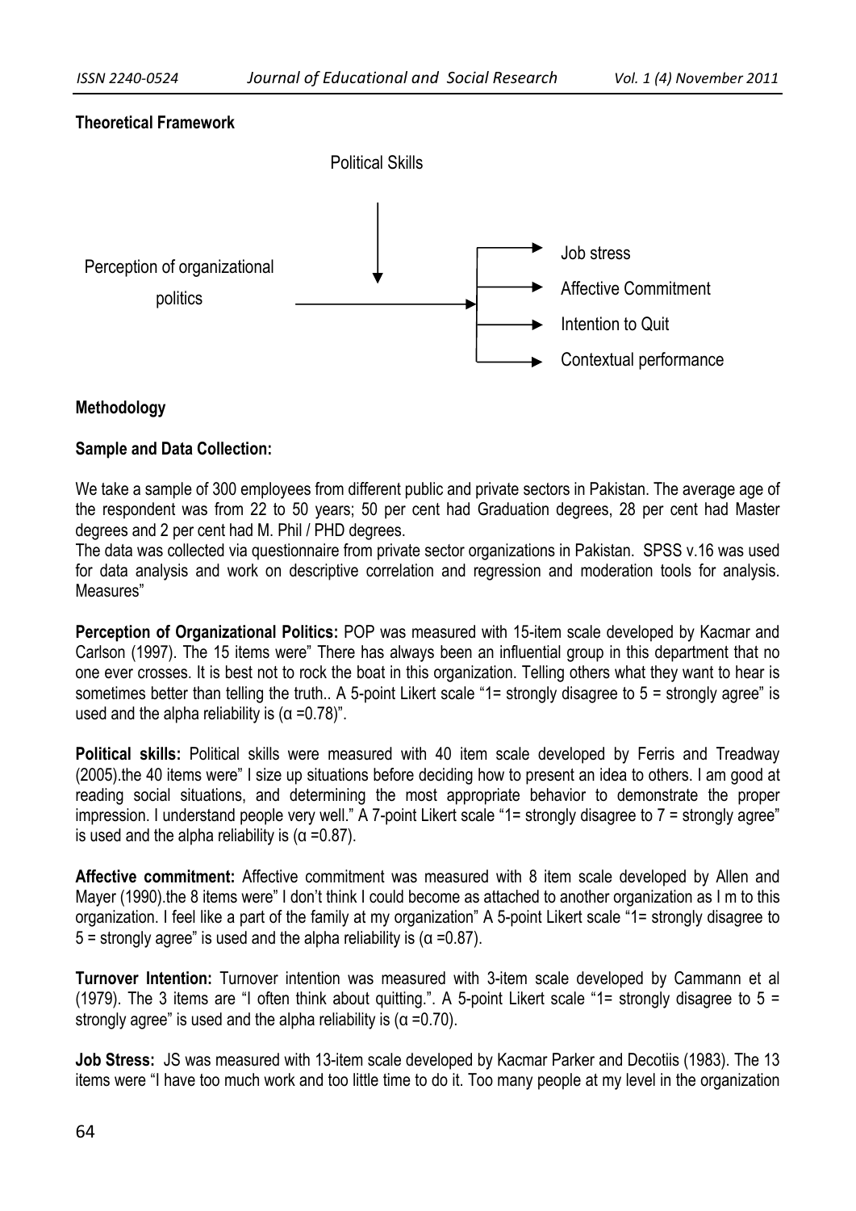**Theoretical Framework**

Political Skills

Perception of organizational politics

Job stress

Affective Commitment

Intention to Quit

Contextual performance

**Methodology**

**Sample and Data Collection:**

We take a sample of 300 employees from different public and private sectors in Pakistan. The average age of the respondent was from 22 to 50 years; 50 per cent had Graduation degrees, 28 per cent had Master degrees and 2 per cent had M. Phil / PHD degrees.

The data was collected via questionnaire from private sector organizations in Pakistan. SPSS v.16 was used for data analysis and work on descriptive correlation and regression and moderation tools for analysis. Measures"

**Perception of Organizational Politics:** POP was measured with 15-item scale developed by Kacmar and Carlson (1997). The 15 items were" There has always been an influential group in this department that no one ever crosses. It is best not to rock the boat in this organization. Telling others what they want to hear is sometimes better than telling the truth.. A 5-point Likert scale "1= strongly disagree to 5 = strongly agree" is used and the alpha reliability is ($\alpha$ =0.78)".

**Political skills:** Political skills were measured with 40 item scale developed by Ferris and Treadway (2005).the 40 items were" I size up situations before deciding how to present an idea to others. I am good at reading social situations, and determining the most appropriate behavior to demonstrate the proper impression. I understand people very well." A 7-point Likert scale "1= strongly disagree to 7 = strongly agree" is used and the alpha reliability is ($\alpha$ =0.87).

**Affective commitment:** Affective commitment was measured with 8 item scale developed by Allen and Mayer (1990).the 8 items were" I don't think I could become as attached to another organization as I m to this organization. I feel like a part of the family at my organization" A 5-point Likert scale "1= strongly disagree to 5 = strongly agree" is used and the alpha reliability is ($\alpha$ =0.87).

**Turnover Intention:** Turnover intention was measured with 3-item scale developed by Cammann et al (1979). The 3 items are "I often think about quitting.". A 5-point Likert scale "1= strongly disagree to 5 = strongly agree" is used and the alpha reliability is ($\alpha$ =0.70).

**Job Stress:** JS was measured with 13-item scale developed by Kacmar Parker and Decotiis (1983). The 13 items were "I have too much work and too little time to do it. Too many people at my level in the organization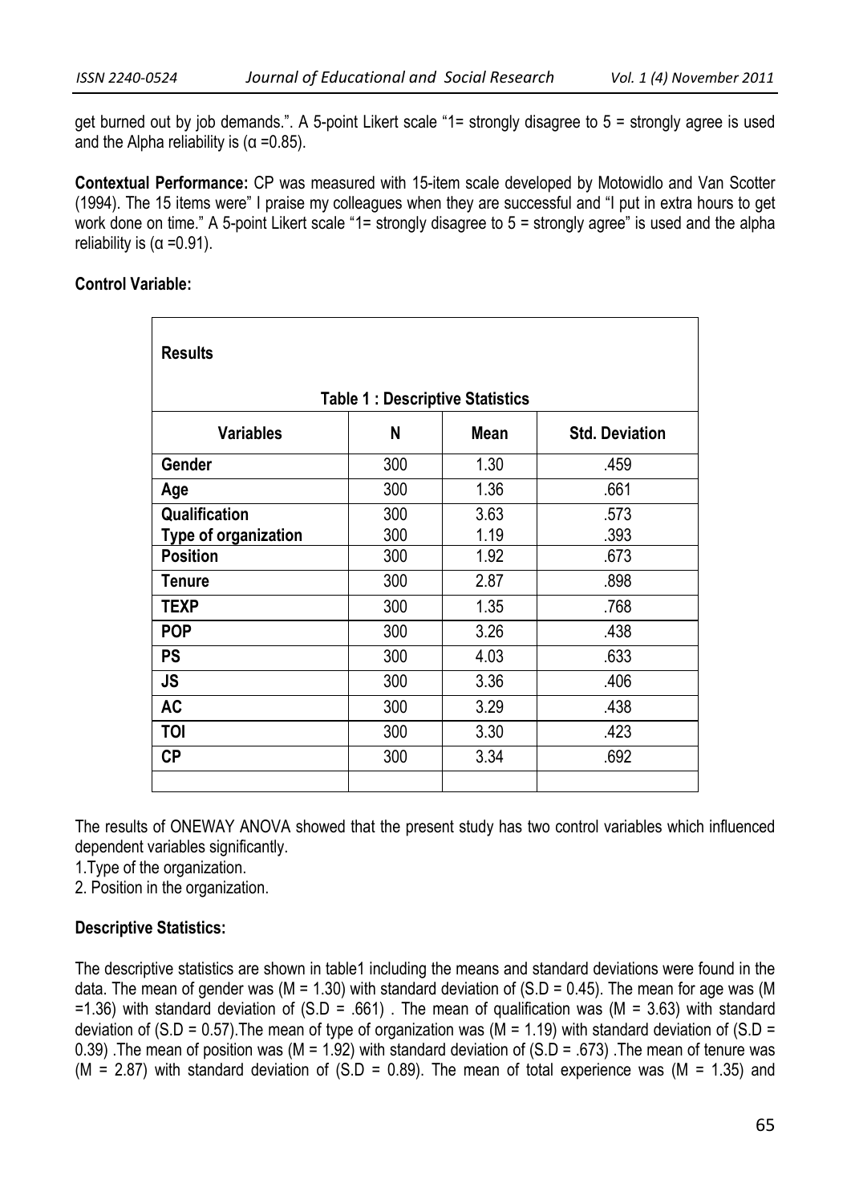get burned out by job demands.". A 5-point Likert scale "1= strongly disagree to 5 = strongly agree is used and the Alpha reliability is (α =0.85).

**Contextual Performance:** CP was measured with 15-item scale developed by Motowidlo and Van Scotter (1994). The 15 items were" I praise my colleagues when they are successful and "I put in extra hours to get work done on time." A 5-point Likert scale "1= strongly disagree to 5 = strongly agree" is used and the alpha reliability is (α =0.91).

**Control Variable:**

**Results**

**Table 1 : Descriptive Statistics**

| Variables | N | Mean | Std. Deviation |
|---|---|---|---|
| Gender | 300 | 1.30 | .459 |
| Age | 300 | 1.36 | .661 |
| Qualification | 300 | 3.63 | .573 |
| Type of organization | 300 | 1.19 | .393 |
| Position | 300 | 1.92 | .673 |
| Tenure | 300 | 2.87 | .898 |
| TEXP | 300 | 1.35 | .768 |
| POP | 300 | 3.26 | .438 |
| PS | 300 | 4.03 | .633 |
| JS | 300 | 3.36 | .406 |
| AC | 300 | 3.29 | .438 |
| TOI | 300 | 3.30 | .423 |
| CP | 300 | 3.34 | .692 |
| | | | |

The results of ONEWAY ANOVA showed that the present study has two control variables which influenced dependent variables significantly.

1. Type of the organization.
2. Position in the organization.

**Descriptive Statistics:**

The descriptive statistics are shown in table1 including the means and standard deviations were found in the data. The mean of gender was (M = 1.30) with standard deviation of (S.D = 0.45). The mean for age was (M =1.36) with standard deviation of (S.D = .661) . The mean of qualification was (M = 3.63) with standard deviation of (S.D = 0.57).The mean of type of organization was (M = 1.19) with standard deviation of (S.D = 0.39) .The mean of position was (M = 1.92) with standard deviation of (S.D = .673) .The mean of tenure was (M = 2.87) with standard deviation of (S.D = 0.89). The mean of total experience was (M = 1.35) and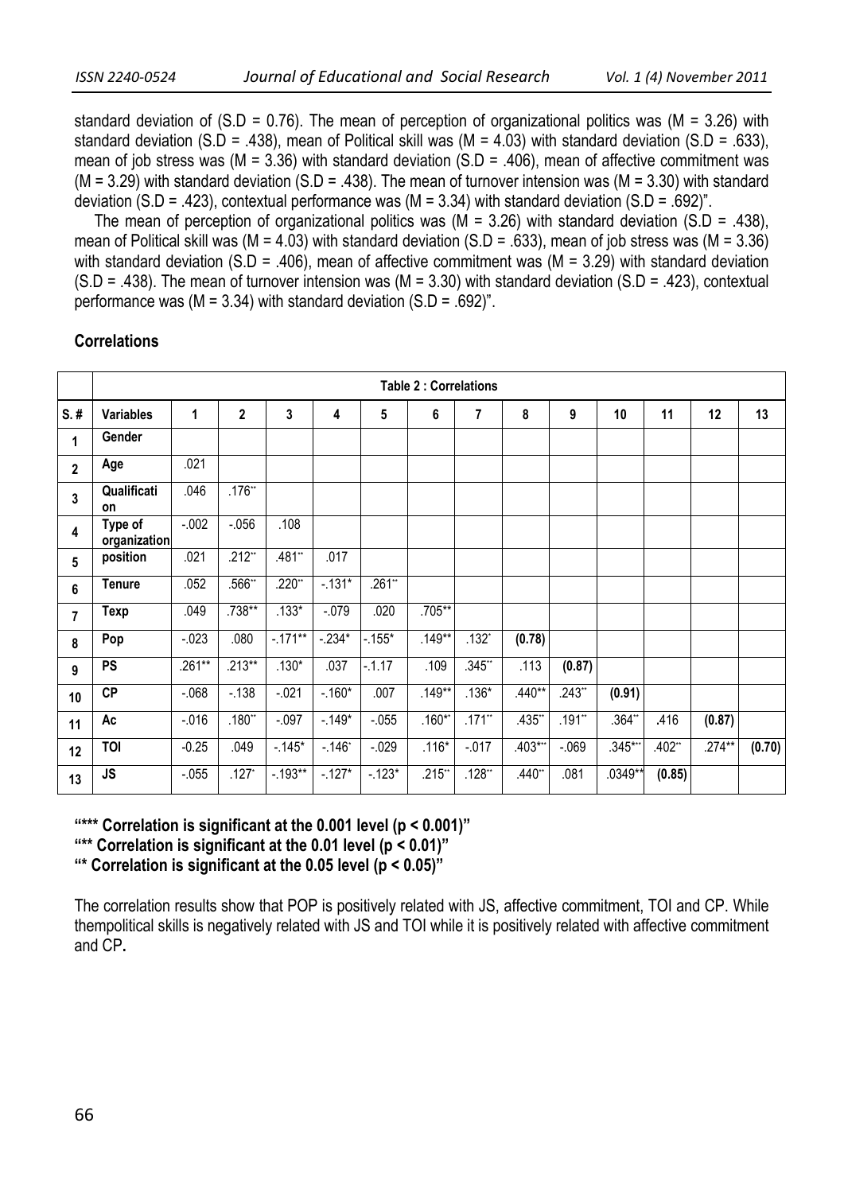standard deviation of (S.D = 0.76). The mean of perception of organizational politics was (M = 3.26) with standard deviation (S.D = .438), mean of Political skill was (M = 4.03) with standard deviation (S.D = .633), mean of job stress was (M = 3.36) with standard deviation (S.D = .406), mean of affective commitment was (M = 3.29) with standard deviation (S.D = .438). The mean of turnover intension was (M = 3.30) with standard deviation (S.D = .423), contextual performance was (M = 3.34) with standard deviation (S.D = .692)".

The mean of perception of organizational politics was (M = 3.26) with standard deviation (S.D = .438), mean of Political skill was (M = 4.03) with standard deviation (S.D = .633), mean of job stress was (M = 3.36) with standard deviation (S.D = .406), mean of affective commitment was (M = 3.29) with standard deviation (S.D = .438). The mean of turnover intension was (M = 3.30) with standard deviation (S.D = .423), contextual performance was (M = 3.34) with standard deviation (S.D = .692)".

**Correlations**

| | **Table 2 : Correlations** | | | | | | | | | | | | | |
|---|---|---|---|---|---|---|---|---|---|---|---|---|---|---|
| **S. #** | **Variables** | **1** | **2** | **3** | **4** | **5** | **6** | **7** | **8** | **9** | **10** | **11** | **12** | **13** |
| **1** | **Gender** | | | | | | | | | | | | | |
| **2** | **Age** | .021 | | | | | | | | | | | | |
| **3** | **Qualification** | .046 | .176** | | | | | | | | | | | |
| **4** | **Type of organization** | -.002 | -.056 | .108 | | | | | | | | | | |
| **5** | **position** | .021 | .212** | .481** | .017 | | | | | | | | | |
| **6** | **Tenure** | .052 | .566** | .220** | -.131* | .261** | | | | | | | | |
| **7** | **Texp** | .049 | .738** | .133* | -.079 | .020 | .705** | | | | | | | |
| **8** | **Pop** | -.023 | .080 | -.171** | -.234* | -.155* | .149** | .132* | **(0.78)** | | | | | |
| **9** | **PS** | .261** | .213** | .130* | .037 | -.1.17 | .109 | .345** | .113 | **(0.87)** | | | | |
| **10** | **CP** | -.068 | -.138 | -.021 | -.160* | .007 | .149** | .136* | .440** | .243** | **(0.91)** | | | |
| **11** | **Ac** | -.016 | .180** | -.097 | -.149* | -.055 | .160** | .171** | .435** | .191** | .364** | .416 | **(0.87)** | |
| **12** | **TOI** | -0.25 | .049 | -.145* | -.146* | -.029 | .116* | -.017 | .403*** | -.069 | .345*** | .402** | .274** | **(0.70)** |
| **13** | **JS** | -.055 | .127* | -.193** | -.127* | -.123* | .215** | .128** | .440** | .081 | .0349** | **(0.85)** | | |

**"\*\*\* Correlation is significant at the 0.001 level (p < 0.001)"**
**"\*\* Correlation is significant at the 0.01 level (p < 0.01)"**
**"\* Correlation is significant at the 0.05 level (p < 0.05)"**

The correlation results show that POP is positively related with JS, affective commitment, TOI and CP. While thempolitical skills is negatively related with JS and TOI while it is positively related with affective commitment and CP**.**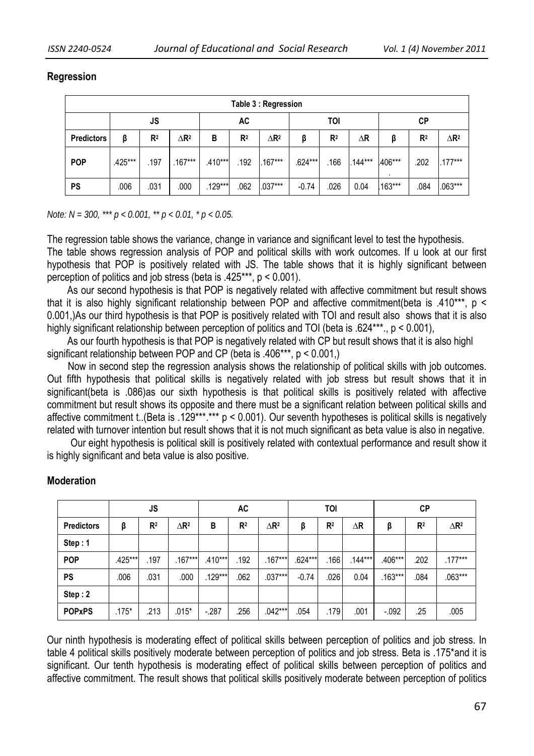## Regression

| Table 3 : Regression | | | | | | | | | | | | |
|---|---|---|---|---|---|---|---|---|---|---|---|---|
| | JS | | | AC | | | TOI | | | CP | | |
| Predictors | β | $R^2$ | $\Delta R^2$ | Β | $R^2$ | $\Delta R^2$ | β | $R^2$ | $\Delta R$ | β | $R^2$ | $\Delta R^2$ |
| POP | .425*** | .197 | .167*** | .410*** | .192 | .167*** | .624*** | .166 | .144*** | .406*** . | .202 | .177*** |
| PS | .006 | .031 | .000 | .129*** | .062 | .037*** | -0.74 | .026 | 0.04 | .163*** | .084 | .063*** |

*Note: N = 300, *** p < 0.001, ** p < 0.01, * p < 0.05.*

The regression table shows the variance, change in variance and significant level to test the hypothesis. The table shows regression analysis of POP and political skills with work outcomes. If u look at our first hypothesis that POP is positively related with JS. The table shows that it is highly significant between perception of politics and job stress (beta is .425***, p < 0.001).

As our second hypothesis is that POP is negatively related with affective commitment but result shows that it is also highly significant relationship between POP and affective commitment(beta is .410***, p < 0.001,)As our third hypothesis is that POP is positively related with TOI and result also shows that it is also highly significant relationship between perception of politics and TOI (beta is .624***., p < 0.001),

As our fourth hypothesis is that POP is negatively related with CP but result shows that it is also highl significant relationship between POP and CP (beta is .406***, p < 0.001,)

Now in second step the regression analysis shows the relationship of political skills with job outcomes. Out fifth hypothesis that political skills is negatively related with job stress but result shows that it in significant(beta is .086)as our sixth hypothesis is that political skills is positively related with affective commitment but result shows its opposite and there must be a significant relation between political skills and affective commitment t..(Beta is .129***.*** p < 0.001). Our seventh hypotheses is political skills is negatively related with turnover intention but result shows that it is not much significant as beta value is also in negative.

Our eight hypothesis is political skill is positively related with contextual performance and result show it is highly significant and beta value is also positive.

## Moderation

| | JS | | | AC | | | TOI | | | CP | | |
|---|---|---|---|---|---|---|---|---|---|---|---|---|
| Predictors | β | $R^2$ | $\Delta R^2$ | Β | $R^2$ | $\Delta R^2$ | β | $R^2$ | $\Delta R$ | β | $R^2$ | $\Delta R^2$ |
| Step : 1 | | | | | | | | | | | | |
| POP | .425*** | .197 | .167*** | .410*** | .192 | .167*** | .624*** | .166 | .144*** | .406*** | .202 | .177*** |
| PS | .006 | .031 | .000 | .129*** | .062 | .037*** | -0.74 | .026 | 0.04 | .163*** | .084 | .063*** |
| Step : 2 | | | | | | | | | | | | |
| POPxPS | .175* | .213 | .015* | -.287 | .256 | .042*** | .054 | .179 | .001 | -.092 | .25 | .005 |

Our ninth hypothesis is moderating effect of political skills between perception of politics and job stress. In table 4 political skills positively moderate between perception of politics and job stress. Beta is .175*and it is significant. Our tenth hypothesis is moderating effect of political skills between perception of politics and affective commitment. The result shows that political skills positively moderate between perception of politics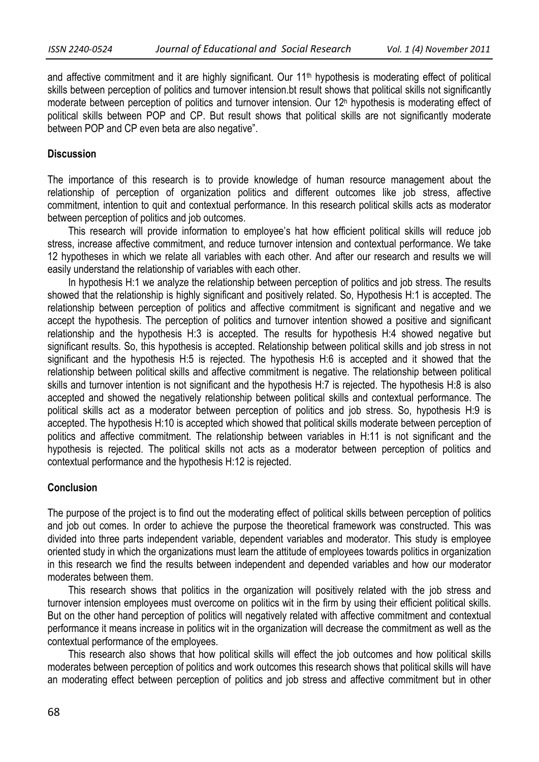and affective commitment and it are highly significant. Our 11th hypothesis is moderating effect of political skills between perception of politics and turnover intension.bt result shows that political skills not significantly moderate between perception of politics and turnover intension. Our 12h hypothesis is moderating effect of political skills between POP and CP. But result shows that political skills are not significantly moderate between POP and CP even beta are also negative".

## Discussion

The importance of this research is to provide knowledge of human resource management about the relationship of perception of organization politics and different outcomes like job stress, affective commitment, intention to quit and contextual performance. In this research political skills acts as moderator between perception of politics and job outcomes.

This research will provide information to employee's hat how efficient political skills will reduce job stress, increase affective commitment, and reduce turnover intension and contextual performance. We take 12 hypotheses in which we relate all variables with each other. And after our research and results we will easily understand the relationship of variables with each other.

In hypothesis H:1 we analyze the relationship between perception of politics and job stress. The results showed that the relationship is highly significant and positively related. So, Hypothesis H:1 is accepted. The relationship between perception of politics and affective commitment is significant and negative and we accept the hypothesis. The perception of politics and turnover intention showed a positive and significant relationship and the hypothesis H:3 is accepted. The results for hypothesis H:4 showed negative but significant results. So, this hypothesis is accepted. Relationship between political skills and job stress in not significant and the hypothesis H:5 is rejected. The hypothesis H:6 is accepted and it showed that the relationship between political skills and affective commitment is negative. The relationship between political skills and turnover intention is not significant and the hypothesis H:7 is rejected. The hypothesis H:8 is also accepted and showed the negatively relationship between political skills and contextual performance. The political skills act as a moderator between perception of politics and job stress. So, hypothesis H:9 is accepted. The hypothesis H:10 is accepted which showed that political skills moderate between perception of politics and affective commitment. The relationship between variables in H:11 is not significant and the hypothesis is rejected. The political skills not acts as a moderator between perception of politics and contextual performance and the hypothesis H:12 is rejected.

## Conclusion

The purpose of the project is to find out the moderating effect of political skills between perception of politics and job out comes. In order to achieve the purpose the theoretical framework was constructed. This was divided into three parts independent variable, dependent variables and moderator. This study is employee oriented study in which the organizations must learn the attitude of employees towards politics in organization in this research we find the results between independent and depended variables and how our moderator moderates between them.

This research shows that politics in the organization will positively related with the job stress and turnover intension employees must overcome on politics wit in the firm by using their efficient political skills. But on the other hand perception of politics will negatively related with affective commitment and contextual performance it means increase in politics wit in the organization will decrease the commitment as well as the contextual performance of the employees.

This research also shows that how political skills will effect the job outcomes and how political skills moderates between perception of politics and work outcomes this research shows that political skills will have an moderating effect between perception of politics and job stress and affective commitment but in other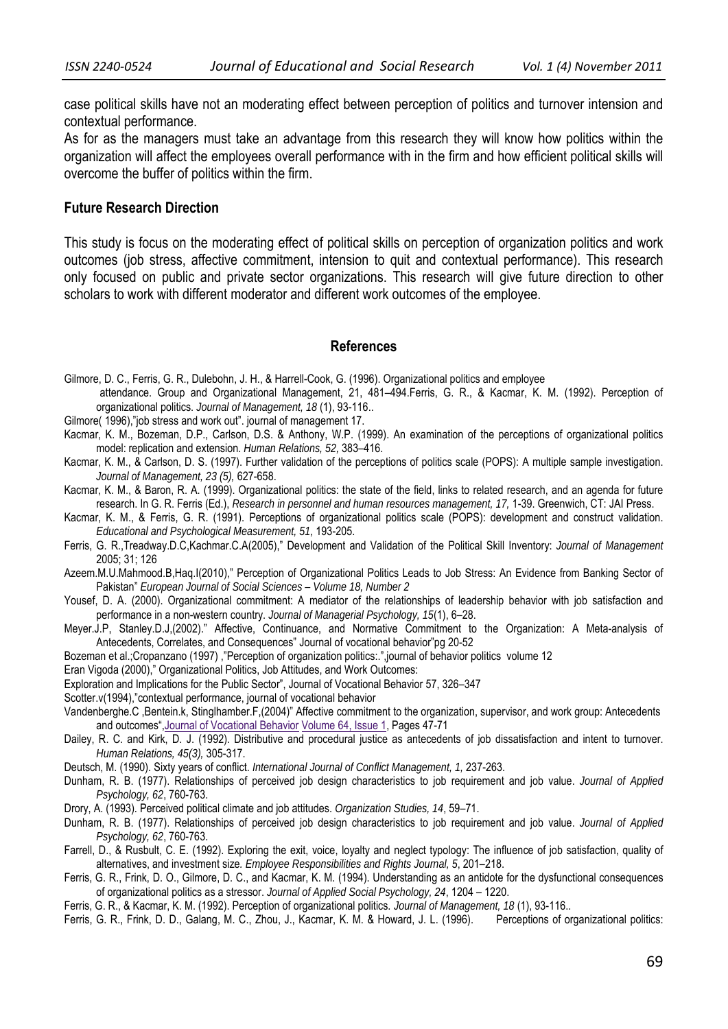case political skills have not an moderating effect between perception of politics and turnover intension and contextual performance.

As for as the managers must take an advantage from this research they will know how politics within the organization will affect the employees overall performance with in the firm and how efficient political skills will overcome the buffer of politics within the firm.

### Future Research Direction

This study is focus on the moderating effect of political skills on perception of organization politics and work outcomes (job stress, affective commitment, intension to quit and contextual performance). This research only focused on public and private sector organizations. This research will give future direction to other scholars to work with different moderator and different work outcomes of the employee.

## References

Gilmore, D. C., Ferris, G. R., Dulebohn, J. H., & Harrell-Cook, G. (1996). Organizational politics and employee attendance. Group and Organizational Management, 21, 481–494.Ferris, G. R., & Kacmar, K. M. (1992). Perception of organizational politics. *Journal of Management, 18* (1), 93-116..

Gilmore( 1996),"job stress and work out". journal of management 17.

Kacmar, K. M., Bozeman, D.P., Carlson, D.S. & Anthony, W.P. (1999). An examination of the perceptions of organizational politics model: replication and extension. *Human Relations, 52,* 383–416.

Kacmar, K. M., & Carlson, D. S. (1997). Further validation of the perceptions of politics scale (POPS): A multiple sample investigation. *Journal of Management, 23 (5),* 627-658.

Kacmar, K. M., & Baron, R. A. (1999). Organizational politics: the state of the field, links to related research, and an agenda for future research. In G. R. Ferris (Ed.), *Research in personnel and human resources management, 17,* 1-39. Greenwich, CT: JAI Press.

Kacmar, K. M., & Ferris, G. R. (1991). Perceptions of organizational politics scale (POPS): development and construct validation. *Educational and Psychological Measurement, 51,* 193-205.

Ferris, G. R.,Treadway.D.C,Kachmar.C.A(2005)," Development and Validation of the Political Skill Inventory: *Journal of Management* 2005; 31; 126

Azeem.M.U.Mahmood.B,Haq.I(2010)," Perception of Organizational Politics Leads to Job Stress: An Evidence from Banking Sector of Pakistan" *European Journal of Social Sciences – Volume 18, Number 2*

Yousef, D. A. (2000). Organizational commitment: A mediator of the relationships of leadership behavior with job satisfaction and performance in a non-western country. *Journal of Managerial Psychology, 15*(1), 6–28.

Meyer.J.P, Stanley.D.J,(2002)." Affective, Continuance, and Normative Commitment to the Organization: A Meta-analysis of Antecedents, Correlates, and Consequences" Journal of vocational behavior"pg 20-52

Bozeman et al.;Cropanzano (1997) ,"Perception of organization politics:.",journal of behavior politics volume 12

Eran Vigoda (2000)," Organizational Politics, Job Attitudes, and Work Outcomes: Exploration and Implications for the Public Sector", Journal of Vocational Behavior 57, 326–347

Scotter.v(1994),"contextual performance, journal of vocational behavior

Vandenberghe.C ,Bentein.k, Stinglhamber.F,(2004)" Affective commitment to the organization, supervisor, and work group: Antecedents and outcomes",Journal of Vocational Behavior Volume 64, Issue 1, Pages 47-71

Dailey, R. C. and Kirk, D. J. (1992). Distributive and procedural justice as antecedents of job dissatisfaction and intent to turnover. *Human Relations, 45(3),* 305-317.

Deutsch, M. (1990). Sixty years of conflict. *International Journal of Conflict Management, 1,* 237-263.

Dunham, R. B. (1977). Relationships of perceived job design characteristics to job requirement and job value. *Journal of Applied Psychology, 62*, 760-763.

Drory, A. (1993). Perceived political climate and job attitudes. *Organization Studies, 14*, 59–71.

Dunham, R. B. (1977). Relationships of perceived job design characteristics to job requirement and job value. *Journal of Applied Psychology, 62*, 760-763.

Farrell, D., & Rusbult, C. E. (1992). Exploring the exit, voice, loyalty and neglect typology: The influence of job satisfaction, quality of alternatives, and investment size. *Employee Responsibilities and Rights Journal, 5*, 201–218.

Ferris, G. R., Frink, D. O., Gilmore, D. C., and Kacmar, K. M. (1994). Understanding as an antidote for the dysfunctional consequences of organizational politics as a stressor. *Journal of Applied Social Psychology, 24*, 1204 – 1220.

Ferris, G. R., & Kacmar, K. M. (1992). Perception of organizational politics. *Journal of Management, 18* (1), 93-116..

Ferris, G. R., Frink, D. D., Galang, M. C., Zhou, J., Kacmar, K. M. & Howard, J. L. (1996). Perceptions of organizational politics: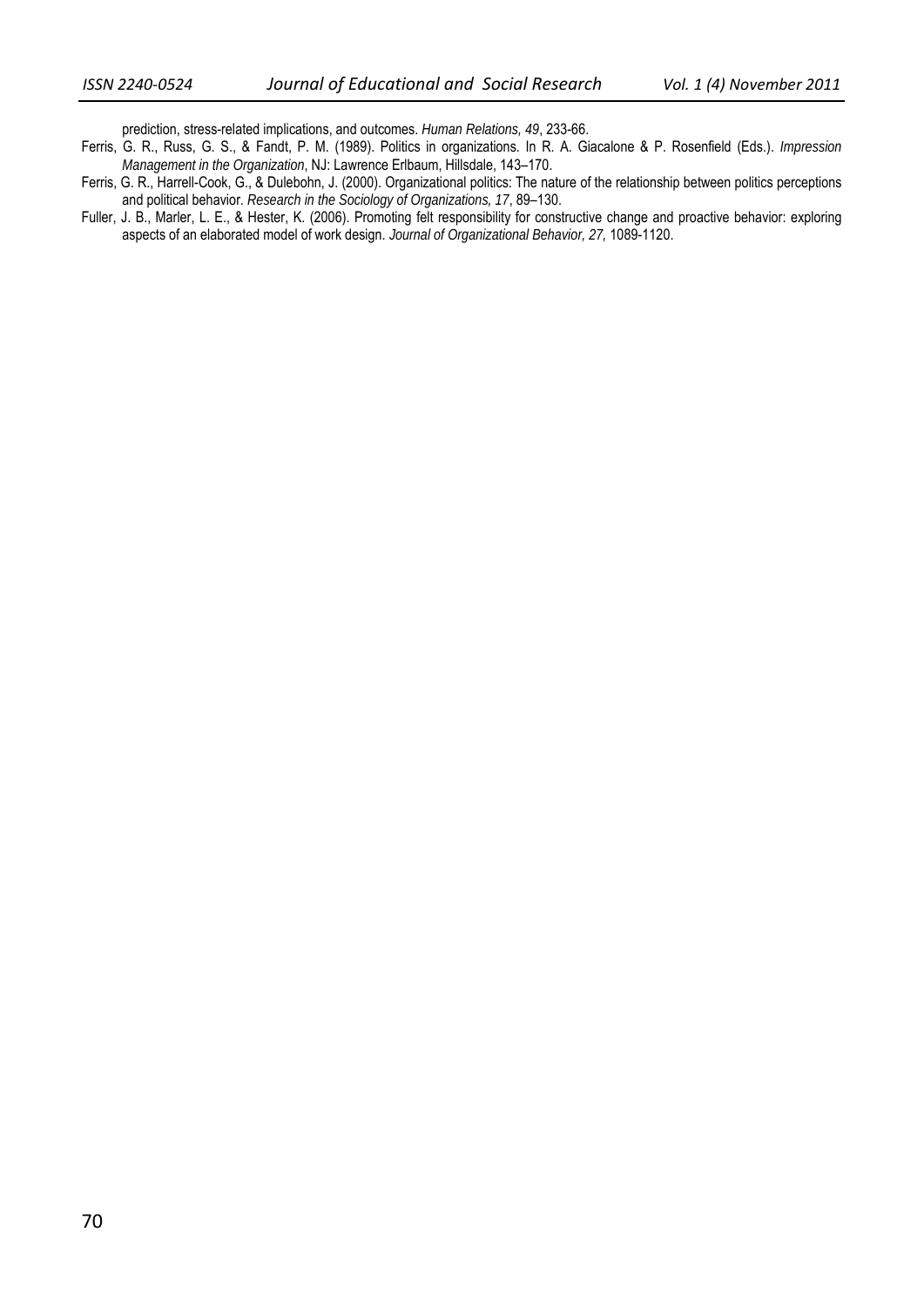prediction, stress-related implications, and outcomes. *Human Relations, 49*, 233-66.

Ferris, G. R., Russ, G. S., & Fandt, P. M. (1989). Politics in organizations. In R. A. Giacalone & P. Rosenfield (Eds.). *Impression Management in the Organization*, NJ: Lawrence Erlbaum, Hillsdale, 143–170.

Ferris, G. R., Harrell-Cook, G., & Dulebohn, J. (2000). Organizational politics: The nature of the relationship between politics perceptions and political behavior. *Research in the Sociology of Organizations, 17*, 89–130.

Fuller, J. B., Marler, L. E., & Hester, K. (2006). Promoting felt responsibility for constructive change and proactive behavior: exploring aspects of an elaborated model of work design. *Journal of Organizational Behavior, 27,* 1089-1120.